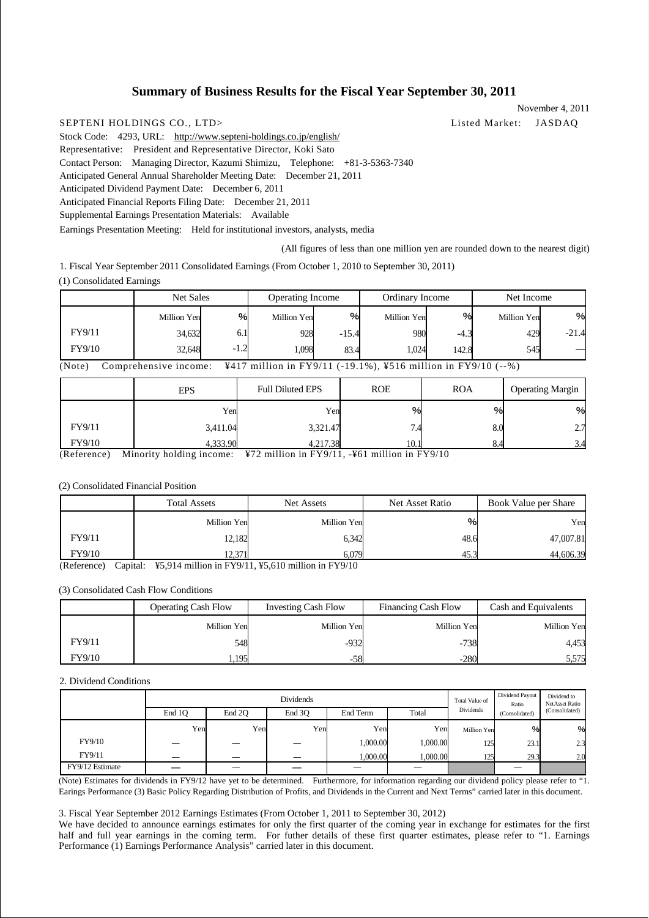# Summary of Business Results for the Fiscal Year September 30, 2011

November 4, 2011

SEPTENI HOLDINGS CO., LTD> Listed Market: JASDAQ

Stock Code: 4293, URL: http://www.septeni-holdings.co.jp/english/

Representative: President and Representative Director, Koki Sato

Contact Person: Managing Director, Kazumi Shimizu, Telephone: +81-3-5363-7340

Anticipated General Annual Shareholder Meeting Date: December 21, 2011

Anticipated Dividend Payment Date: December 6, 2011

Anticipated Financial Reports Filing Date: December 21, 2011

Supplemental Earnings Presentation Materials: Available

Earnings Presentation Meeting: Held for institutional investors, analysts, media

(All figures of less than one million yen are rounded down to the nearest digit)

1. Fiscal Year September 2011 Consolidated Earnings (From October 1, 2010 to September 30, 2011)

(1) Consolidated Earnings

| | Net Sales | | Operating Income | | Ordinary Income | | Net Income | |
|---|---|---|---|---|---|---|---|---|
| | Million Yen | % | Million Yen | % | Million Yen | % | Million Yen | % |
| FY9/11 | 34,632 | 6.1 | 928 | -15.4 | 980 | -4.3 | 429 | -21.4 |
| FY9/10 | 32,648 | -1.2 | 1,098 | 83.4 | 1,024 | 142.8 | 545 | — |

(Note) Comprehensive income: ¥417 million in FY9/11 (-19.1%), ¥516 million in FY9/10 (--%)

| | EPS | Full Diluted EPS | ROE | ROA | Operating Margin |
|---|---|---|---|---|---|
| | Yen | Yen | % | % | % |
| FY9/11 | 3,411.04 | 3,321.47 | 7.4 | 8.0 | 2.7 |
| FY9/10 | 4,333.90 | 4,217.38 | 10.1 | 8.4 | 3.4 |

(Reference) Minority holding income: ¥72 million in FY9/11, -¥61 million in FY9/10

(2) Consolidated Financial Position

| | Total Assets | Net Assets | Net Asset Ratio | Book Value per Share |
|---|---|---|---|---|
| | Million Yen | Million Yen | % | Yen |
| FY9/11 | 12,182 | 6,342 | 48.6 | 47,007.81 |
| FY9/10 | 12,371 | 6,079 | 45.3 | 44,606.39 |

(Reference) Capital: ¥5,914 million in FY9/11, ¥5,610 million in FY9/10

(3) Consolidated Cash Flow Conditions

| | Operating Cash Flow | Investing Cash Flow | Financing Cash Flow | Cash and Equivalents |
|---|---|---|---|---|
| | Million Yen | Million Yen | Million Yen | Million Yen |
| FY9/11 | 548 | -932 | -738 | 4,453 |
| FY9/10 | 1,195 | -58 | -280 | 5,575 |

2. Dividend Conditions

| | Dividends | | | | | Total Value of Dividends | Dividend Payout Ratio (Consolidated) | Dividend to NetAsset Ratio (Consolidated) |
|---|---|---|---|---|---|---|---|---|
| | End 1Q | End 2Q | End 3Q | End Term | Total | | | |
| | Yen | Yen | Yen | Yen | Yen | Million Yen | % | % |
| FY9/10 | — | — | — | 1,000.00 | 1,000.00 | 125 | 23.1 | 2.3 |
| FY9/11 | — | — | — | 1,000.00 | 1,000.00 | 125 | 29.3 | 2.0 |
| FY9/12 Estimate | — | — | — | — | — | | — | |

(Note) Estimates for dividends in FY9/12 have yet to be determined. Furthermore, for information regarding our dividend policy please refer to "1. Earings Performance (3) Basic Policy Regarding Distribution of Profits, and Dividends in the Current and Next Terms" carried later in this document.

3. Fiscal Year September 2012 Earnings Estimates (From October 1, 2011 to September 30, 2012)

We have decided to announce earnings estimates for only the first quarter of the coming year in exchange for estimates for the first half and full year earnings in the coming term. For futher details of these first quarter estimates, please refer to "1. Earnings Performance (1) Earnings Performance Analysis" carried later in this document.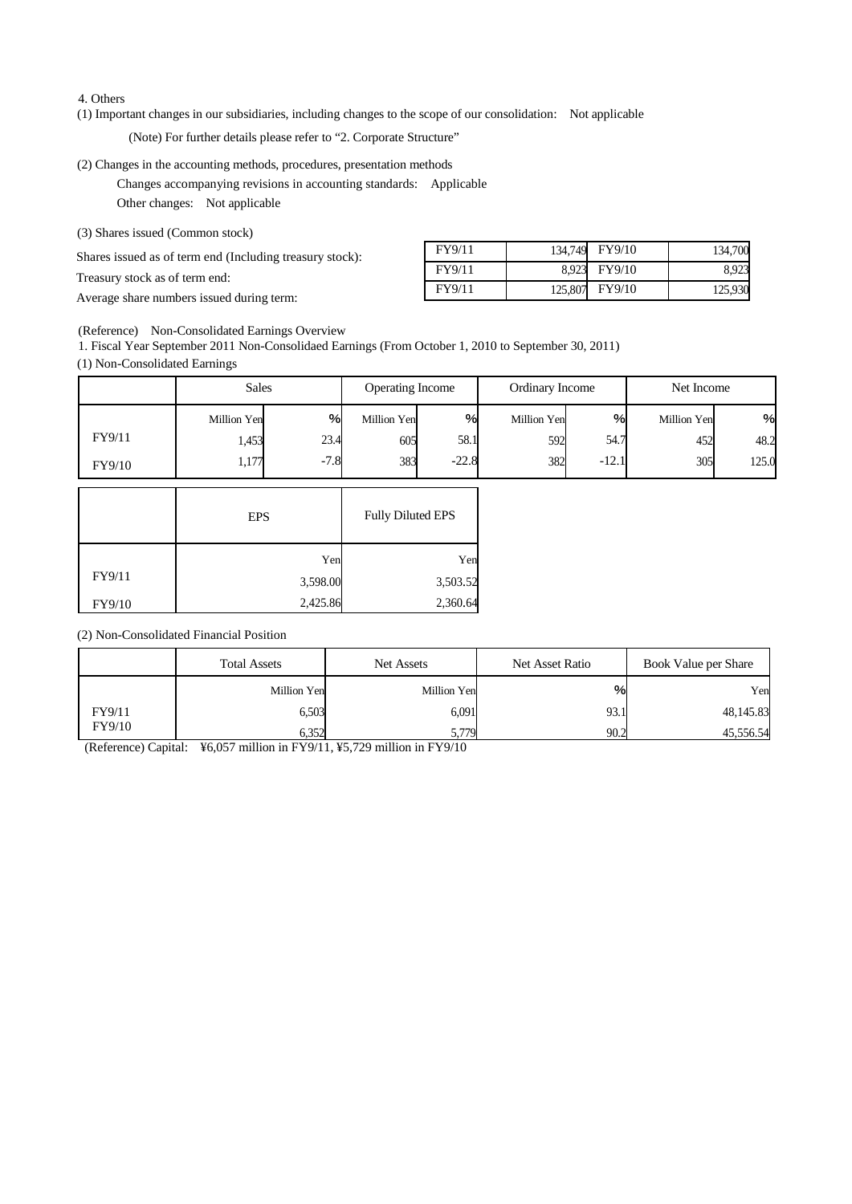4. Others

(1) Important changes in our subsidiaries, including changes to the scope of our consolidation: Not applicable

(Note) For further details please refer to "2. Corporate Structure"

(2) Changes in the accounting methods, procedures, presentation methods

Changes accompanying revisions in accounting standards: Applicable

Other changes: Not applicable

(3) Shares issued (Common stock)

| | | | | |
|---|---|---|---|---|
| Shares issued as of term end (Including treasury stock): | FY9/11 | 134,749 | FY9/10 | 134,700 |
| Treasury stock as of term end: | FY9/11 | 8,923 | FY9/10 | 8,923 |
| Average share numbers issued during term: | FY9/11 | 125,807 | FY9/10 | 125,930 |

(Reference) Non-Consolidated Earnings Overview

1. Fiscal Year September 2011 Non-Consolidaed Earnings (From October 1, 2010 to September 30, 2011)

(1) Non-Consolidated Earnings

| | Sales | | Operating Income | | Ordinary Income | | Net Income | |
|---|---|---|---|---|---|---|---|---|
| | Million Yen | % | Million Yen | % | Million Yen | % | Million Yen | % |
| FY9/11 | 1,453 | 23.4 | 605 | 58.1 | 592 | 54.7 | 452 | 48.2 |
| FY9/10 | 1,177 | -7.8 | 383 | -22.8 | 382 | -12.1 | 305 | 125.0 |

| | EPS | Fully Diluted EPS |
|---|---|---|
| | Yen | Yen |
| FY9/11 | 3,598.00 | 3,503.52 |
| FY9/10 | 2,425.86 | 2,360.64 |

(2) Non-Consolidated Financial Position

| | Total Assets | Net Assets | Net Asset Ratio | Book Value per Share |
|---|---|---|---|---|
| | Million Yen | Million Yen | % | Yen |
| FY9/11 | 6,503 | 6,091 | 93.1 | 48,145.83 |
| FY9/10 | 6,352 | 5,779 | 90.2 | 45,556.54 |

(Reference) Capital: ¥6,057 million in FY9/11, ¥5,729 million in FY9/10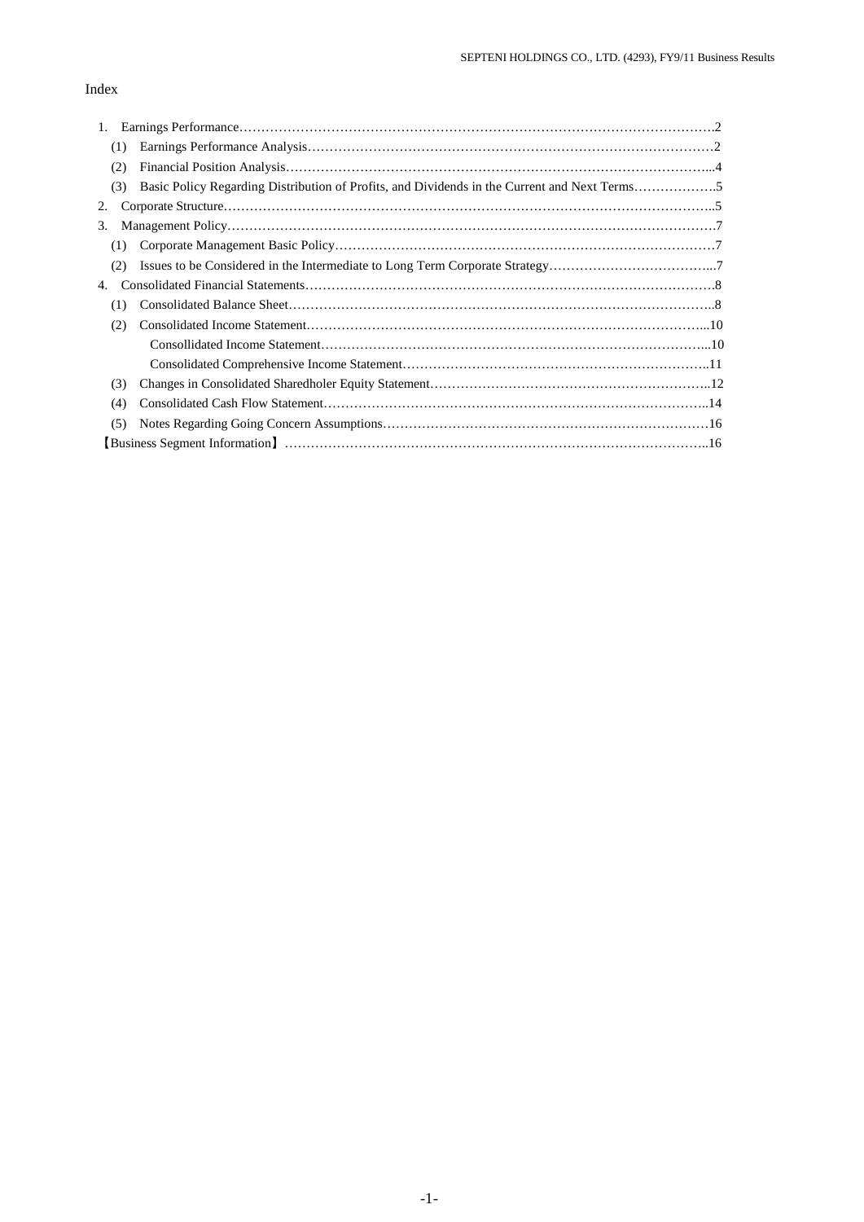Index

1. Earnings Performance……………………………………………………………………………………………….2
   (1) Earnings Performance Analysis………………………………………………………………………………2
   (2) Financial Position Analysis……………………………………………………………………………………...4
   (3) Basic Policy Regarding Distribution of Profits, and Dividends in the Current and Next Terms……………….5
2. Corporate Structure…………………………………………………………………………………………………..5
3. Management Policy………………………………………………………………………………………………….7
   (1) Corporate Management Basic Policy…………………………………………………………………………7
   (2) Issues to be Considered in the Intermediate to Long Term Corporate Strategy………………………………...7
4. Consolidated Financial Statements…………………………………………………………………………………8
   (1) Consolidated Balance Sheet……………………………………………………………………………………..8
   (2) Consolidated Income Statement………………………………………………………………………………...10
       Consollidated Income Statement………………………………………………………………………………...10
       Consolidated Comprehensive Income Statement………………………………………………………………..11
   (3) Changes in Consolidated Sharedholer Equity Statement………………………………………………………..12
   (4) Consolidated Cash Flow Statement……………………………………………………………………………..14
   (5) Notes Regarding Going Concern Assumptions…………………………………………………………………16

【Business Segment Information】……………………………………………………………………………………..16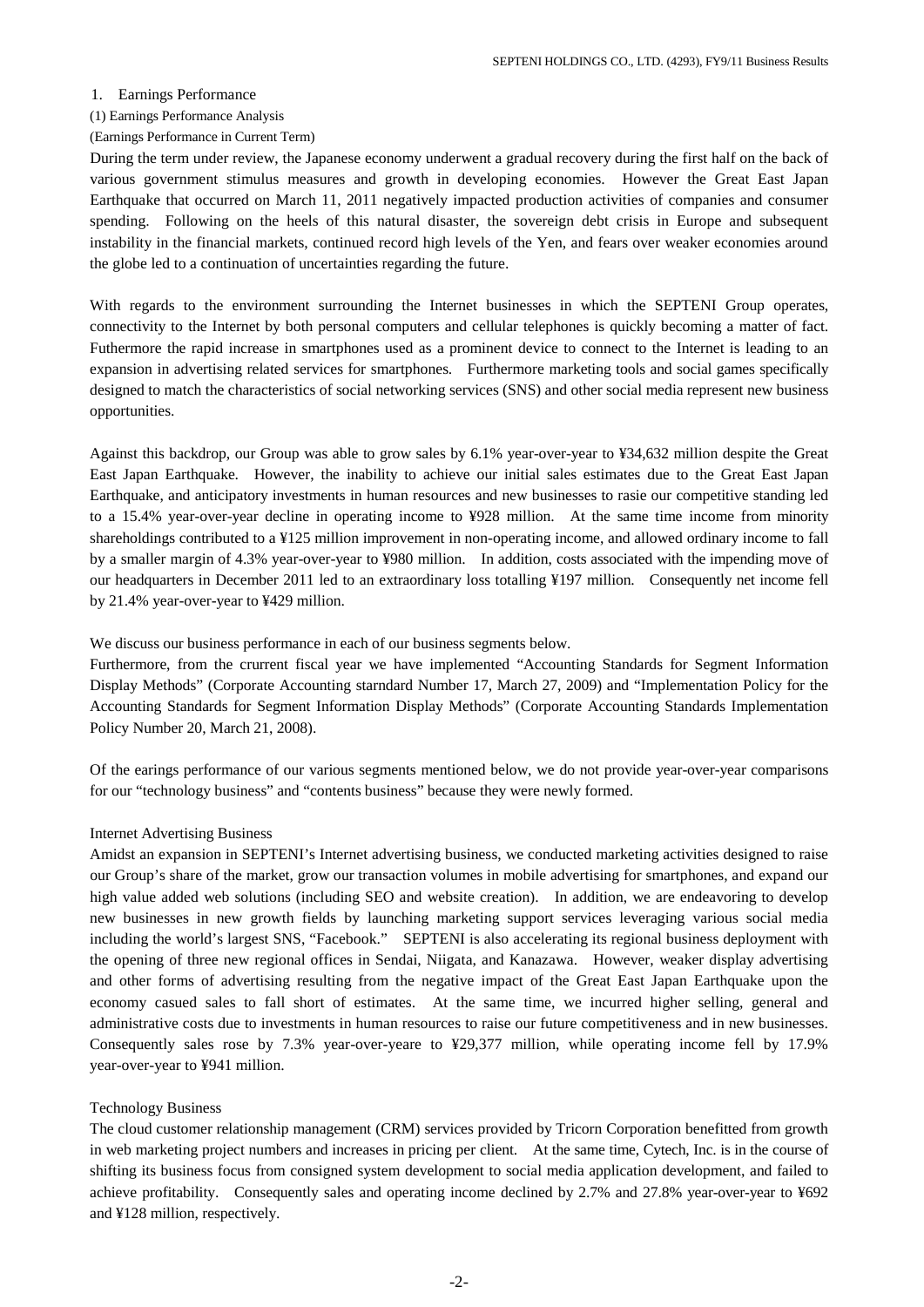## 1. Earnings Performance

### (1) Earnings Performance Analysis

(Earnings Performance in Current Term)

During the term under review, the Japanese economy underwent a gradual recovery during the first half on the back of various government stimulus measures and growth in developing economies. However the Great East Japan Earthquake that occurred on March 11, 2011 negatively impacted production activities of companies and consumer spending. Following on the heels of this natural disaster, the sovereign debt crisis in Europe and subsequent instability in the financial markets, continued record high levels of the Yen, and fears over weaker economies around the globe led to a continuation of uncertainties regarding the future.

With regards to the environment surrounding the Internet businesses in which the SEPTENI Group operates, connectivity to the Internet by both personal computers and cellular telephones is quickly becoming a matter of fact. Futhermore the rapid increase in smartphones used as a prominent device to connect to the Internet is leading to an expansion in advertising related services for smartphones. Furthermore marketing tools and social games specifically designed to match the characteristics of social networking services (SNS) and other social media represent new business opportunities.

Against this backdrop, our Group was able to grow sales by 6.1% year-over-year to ¥34,632 million despite the Great East Japan Earthquake. However, the inability to achieve our initial sales estimates due to the Great East Japan Earthquake, and anticipatory investments in human resources and new businesses to rasie our competitive standing led to a 15.4% year-over-year decline in operating income to ¥928 million. At the same time income from minority shareholdings contributed to a ¥125 million improvement in non-operating income, and allowed ordinary income to fall by a smaller margin of 4.3% year-over-year to ¥980 million. In addition, costs associated with the impending move of our headquarters in December 2011 led to an extraordinary loss totalling ¥197 million. Consequently net income fell by 21.4% year-over-year to ¥429 million.

We discuss our business performance in each of our business segments below.

Furthermore, from the crurrent fiscal year we have implemented "Accounting Standards for Segment Information Display Methods" (Corporate Accounting starndard Number 17, March 27, 2009) and "Implementation Policy for the Accounting Standards for Segment Information Display Methods" (Corporate Accounting Standards Implementation Policy Number 20, March 21, 2008).

Of the earings performance of our various segments mentioned below, we do not provide year-over-year comparisons for our "technology business" and "contents business" because they were newly formed.

#### Internet Advertising Business

Amidst an expansion in SEPTENI's Internet advertising business, we conducted marketing activities designed to raise our Group's share of the market, grow our transaction volumes in mobile advertising for smartphones, and expand our high value added web solutions (including SEO and website creation). In addition, we are endeavoring to develop new businesses in new growth fields by launching marketing support services leveraging various social media including the world's largest SNS, "Facebook." SEPTENI is also accelerating its regional business deployment with the opening of three new regional offices in Sendai, Niigata, and Kanazawa. However, weaker display advertising and other forms of advertising resulting from the negative impact of the Great East Japan Earthquake upon the economy casued sales to fall short of estimates. At the same time, we incurred higher selling, general and administrative costs due to investments in human resources to raise our future competitiveness and in new businesses. Consequently sales rose by 7.3% year-over-yeare to ¥29,377 million, while operating income fell by 17.9% year-over-year to ¥941 million.

#### Technology Business

The cloud customer relationship management (CRM) services provided by Tricorn Corporation benefitted from growth in web marketing project numbers and increases in pricing per client. At the same time, Cytech, Inc. is in the course of shifting its business focus from consigned system development to social media application development, and failed to achieve profitability. Consequently sales and operating income declined by 2.7% and 27.8% year-over-year to ¥692 and ¥128 million, respectively.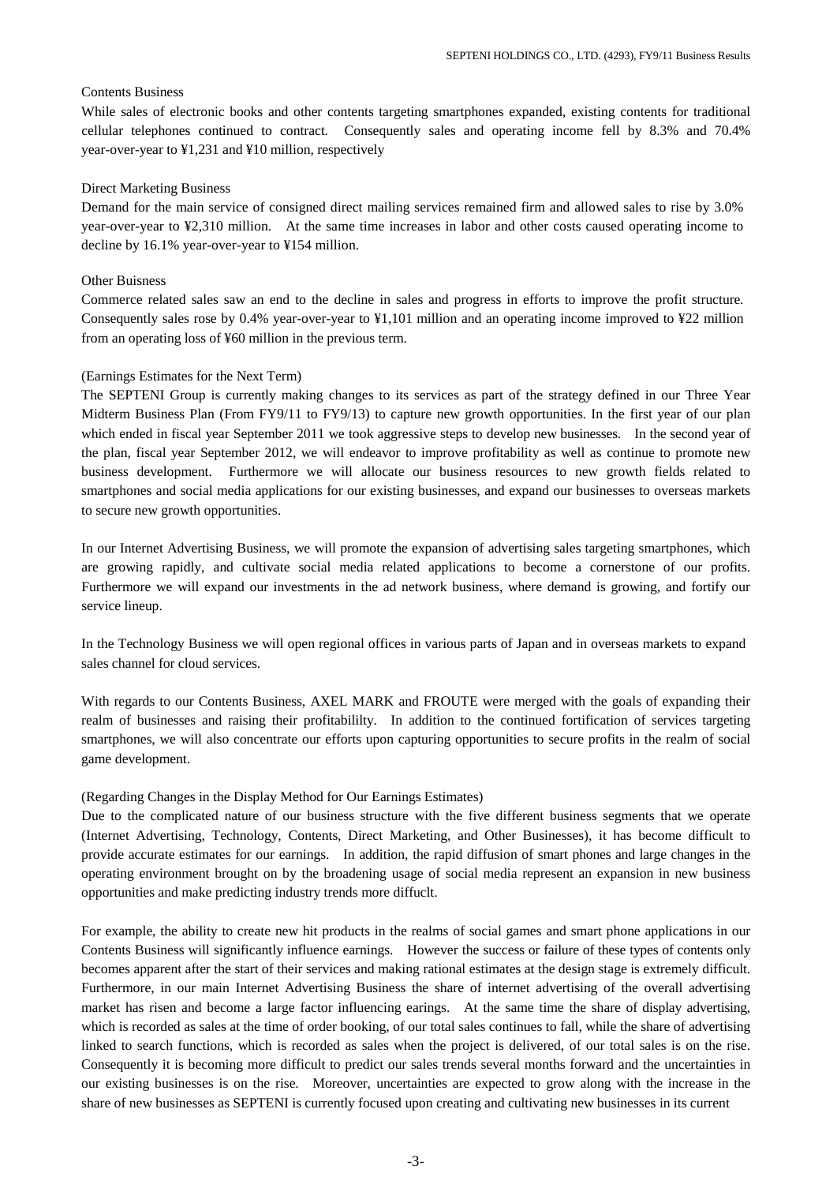Contents Business

While sales of electronic books and other contents targeting smartphones expanded, existing contents for traditional cellular telephones continued to contract. Consequently sales and operating income fell by 8.3% and 70.4% year-over-year to ¥1,231 and ¥10 million, respectively

Direct Marketing Business

Demand for the main service of consigned direct mailing services remained firm and allowed sales to rise by 3.0% year-over-year to ¥2,310 million. At the same time increases in labor and other costs caused operating income to decline by 16.1% year-over-year to ¥154 million.

Other Buisness

Commerce related sales saw an end to the decline in sales and progress in efforts to improve the profit structure. Consequently sales rose by 0.4% year-over-year to ¥1,101 million and an operating income improved to ¥22 million from an operating loss of ¥60 million in the previous term.

(Earnings Estimates for the Next Term)

The SEPTENI Group is currently making changes to its services as part of the strategy defined in our Three Year Midterm Business Plan (From FY9/11 to FY9/13) to capture new growth opportunities. In the first year of our plan which ended in fiscal year September 2011 we took aggressive steps to develop new businesses. In the second year of the plan, fiscal year September 2012, we will endeavor to improve profitability as well as continue to promote new business development. Furthermore we will allocate our business resources to new growth fields related to smartphones and social media applications for our existing businesses, and expand our businesses to overseas markets to secure new growth opportunities.

In our Internet Advertising Business, we will promote the expansion of advertising sales targeting smartphones, which are growing rapidly, and cultivate social media related applications to become a cornerstone of our profits. Furthermore we will expand our investments in the ad network business, where demand is growing, and fortify our service lineup.

In the Technology Business we will open regional offices in various parts of Japan and in overseas markets to expand sales channel for cloud services.

With regards to our Contents Business, AXEL MARK and FROUTE were merged with the goals of expanding their realm of businesses and raising their profitabililty. In addition to the continued fortification of services targeting smartphones, we will also concentrate our efforts upon capturing opportunities to secure profits in the realm of social game development.

(Regarding Changes in the Display Method for Our Earnings Estimates)

Due to the complicated nature of our business structure with the five different business segments that we operate (Internet Advertising, Technology, Contents, Direct Marketing, and Other Businesses), it has become difficult to provide accurate estimates for our earnings. In addition, the rapid diffusion of smart phones and large changes in the operating environment brought on by the broadening usage of social media represent an expansion in new business opportunities and make predicting industry trends more diffuclt.

For example, the ability to create new hit products in the realms of social games and smart phone applications in our Contents Business will significantly influence earnings. However the success or failure of these types of contents only becomes apparent after the start of their services and making rational estimates at the design stage is extremely difficult. Furthermore, in our main Internet Advertising Business the share of internet advertising of the overall advertising market has risen and become a large factor influencing earings. At the same time the share of display advertising, which is recorded as sales at the time of order booking, of our total sales continues to fall, while the share of advertising linked to search functions, which is recorded as sales when the project is delivered, of our total sales is on the rise. Consequently it is becoming more difficult to predict our sales trends several months forward and the uncertainties in our existing businesses is on the rise. Moreover, uncertainties are expected to grow along with the increase in the share of new businesses as SEPTENI is currently focused upon creating and cultivating new businesses in its current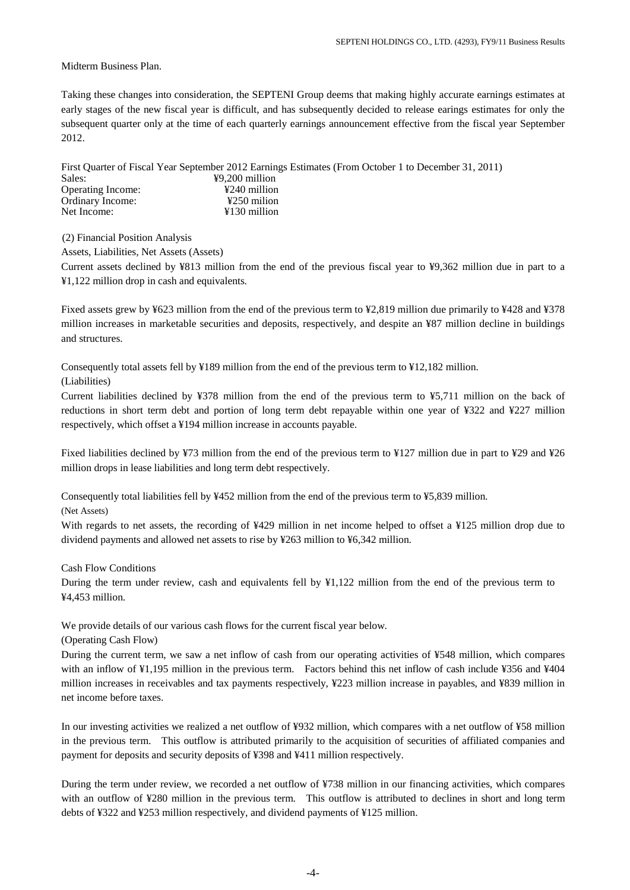Midterm Business Plan.

Taking these changes into consideration, the SEPTENI Group deems that making highly accurate earnings estimates at early stages of the new fiscal year is difficult, and has subsequently decided to release earings estimates for only the subsequent quarter only at the time of each quarterly earnings announcement effective from the fiscal year September 2012.

First Quarter of Fiscal Year September 2012 Earnings Estimates (From October 1 to December 31, 2011)

| | |
|---|---|
| Sales: | ¥9,200 million |
| Operating Income: | ¥240 million |
| Ordinary Income: | ¥250 milion |
| Net Income: | ¥130 million |

(2) Financial Position Analysis

Assets, Liabilities, Net Assets (Assets)

Current assets declined by ¥813 million from the end of the previous fiscal year to ¥9,362 million due in part to a ¥1,122 million drop in cash and equivalents.

Fixed assets grew by ¥623 million from the end of the previous term to ¥2,819 million due primarily to ¥428 and ¥378 million increases in marketable securities and deposits, respectively, and despite an ¥87 million decline in buildings and structures.

Consequently total assets fell by ¥189 million from the end of the previous term to ¥12,182 million.

(Liabilities)

Current liabilities declined by ¥378 million from the end of the previous term to ¥5,711 million on the back of reductions in short term debt and portion of long term debt repayable within one year of ¥322 and ¥227 million respectively, which offset a ¥194 million increase in accounts payable.

Fixed liabilities declined by ¥73 million from the end of the previous term to ¥127 million due in part to ¥29 and ¥26 million drops in lease liabilities and long term debt respectively.

Consequently total liabilities fell by ¥452 million from the end of the previous term to ¥5,839 million.

(Net Assets)

With regards to net assets, the recording of ¥429 million in net income helped to offset a ¥125 million drop due to dividend payments and allowed net assets to rise by ¥263 million to ¥6,342 million.

Cash Flow Conditions

During the term under review, cash and equivalents fell by ¥1,122 million from the end of the previous term to ¥4,453 million.

We provide details of our various cash flows for the current fiscal year below.

(Operating Cash Flow)

During the current term, we saw a net inflow of cash from our operating activities of ¥548 million, which compares with an inflow of ¥1,195 million in the previous term. Factors behind this net inflow of cash include ¥356 and ¥404 million increases in receivables and tax payments respectively, ¥223 million increase in payables, and ¥839 million in net income before taxes.

In our investing activities we realized a net outflow of ¥932 million, which compares with a net outflow of ¥58 million in the previous term. This outflow is attributed primarily to the acquisition of securities of affiliated companies and payment for deposits and security deposits of ¥398 and ¥411 million respectively.

During the term under review, we recorded a net outflow of ¥738 million in our financing activities, which compares with an outflow of ¥280 million in the previous term. This outflow is attributed to declines in short and long term debts of ¥322 and ¥253 million respectively, and dividend payments of ¥125 million.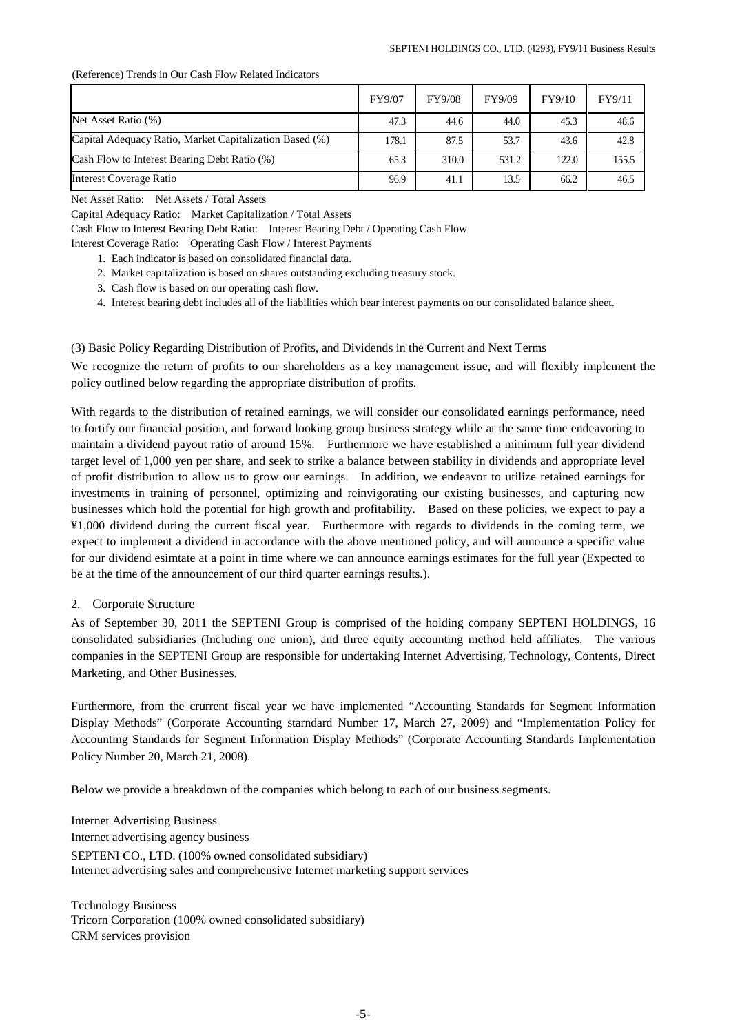(Reference) Trends in Our Cash Flow Related Indicators

| | FY9/07 | FY9/08 | FY9/09 | FY9/10 | FY9/11 |
|---|---|---|---|---|---|
| Net Asset Ratio (%) | 47.3 | 44.6 | 44.0 | 45.3 | 48.6 |
| Capital Adequacy Ratio, Market Capitalization Based (%) | 178.1 | 87.5 | 53.7 | 43.6 | 42.8 |
| Cash Flow to Interest Bearing Debt Ratio (%) | 65.3 | 310.0 | 531.2 | 122.0 | 155.5 |
| Interest Coverage Ratio | 96.9 | 41.1 | 13.5 | 66.2 | 46.5 |

Net Asset Ratio: Net Assets / Total Assets

Capital Adequacy Ratio: Market Capitalization / Total Assets

Cash Flow to Interest Bearing Debt Ratio: Interest Bearing Debt / Operating Cash Flow

Interest Coverage Ratio: Operating Cash Flow / Interest Payments

1. Each indicator is based on consolidated financial data.
2. Market capitalization is based on shares outstanding excluding treasury stock.
3. Cash flow is based on our operating cash flow.
4. Interest bearing debt includes all of the liabilities which bear interest payments on our consolidated balance sheet.

(3) Basic Policy Regarding Distribution of Profits, and Dividends in the Current and Next Terms

We recognize the return of profits to our shareholders as a key management issue, and will flexibly implement the policy outlined below regarding the appropriate distribution of profits.

With regards to the distribution of retained earnings, we will consider our consolidated earnings performance, need to fortify our financial position, and forward looking group business strategy while at the same time endeavoring to maintain a dividend payout ratio of around 15%. Furthermore we have established a minimum full year dividend target level of 1,000 yen per share, and seek to strike a balance between stability in dividends and appropriate level of profit distribution to allow us to grow our earnings. In addition, we endeavor to utilize retained earnings for investments in training of personnel, optimizing and reinvigorating our existing businesses, and capturing new businesses which hold the potential for high growth and profitability. Based on these policies, we expect to pay a ¥1,000 dividend during the current fiscal year. Furthermore with regards to dividends in the coming term, we expect to implement a dividend in accordance with the above mentioned policy, and will announce a specific value for our dividend esimtate at a point in time where we can announce earnings estimates for the full year (Expected to be at the time of the announcement of our third quarter earnings results.).

## 2. Corporate Structure

As of September 30, 2011 the SEPTENI Group is comprised of the holding company SEPTENI HOLDINGS, 16 consolidated subsidiaries (Including one union), and three equity accounting method held affiliates. The various companies in the SEPTENI Group are responsible for undertaking Internet Advertising, Technology, Contents, Direct Marketing, and Other Businesses.

Furthermore, from the crurrent fiscal year we have implemented "Accounting Standards for Segment Information Display Methods" (Corporate Accounting starndard Number 17, March 27, 2009) and "Implementation Policy for Accounting Standards for Segment Information Display Methods" (Corporate Accounting Standards Implementation Policy Number 20, March 21, 2008).

Below we provide a breakdown of the companies which belong to each of our business segments.

Internet Advertising Business
Internet advertising agency business
SEPTENI CO., LTD. (100% owned consolidated subsidiary)
Internet advertising sales and comprehensive Internet marketing support services

Technology Business
Tricorn Corporation (100% owned consolidated subsidiary)
CRM services provision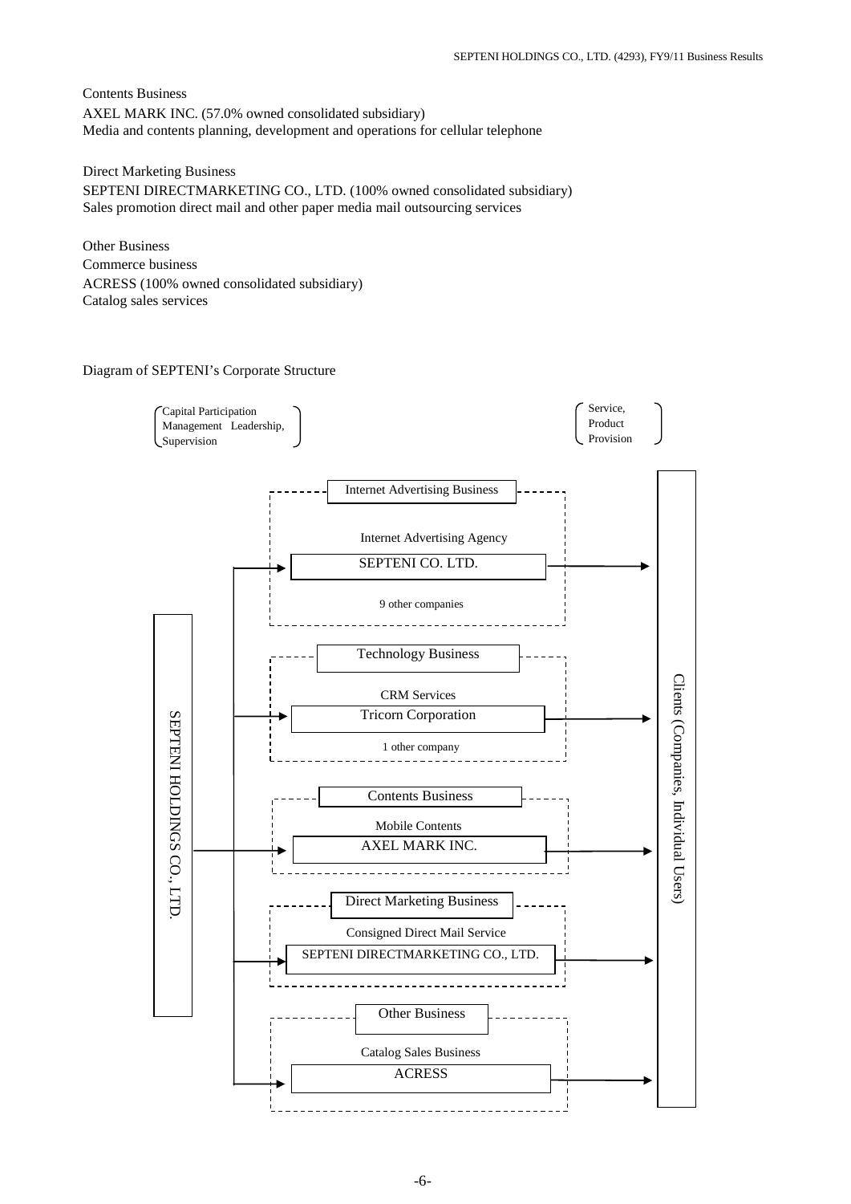Contents Business

AXEL MARK INC. (57.0% owned consolidated subsidiary)
Media and contents planning, development and operations for cellular telephone

Direct Marketing Business

SEPTENI DIRECTMARKETING CO., LTD. (100% owned consolidated subsidiary)
Sales promotion direct mail and other paper media mail outsourcing services

Other Business

Commerce business

ACRESS (100% owned consolidated subsidiary)
Catalog sales services

Diagram of SEPTENI's Corporate Structure

(Capital Participation Management Leadership, Supervision) — SEPTENI HOLDINGS CO., LTD. → each business below

(Service, Product Provision) — each business → Clients (Companies, Individual Users)

- Internet Advertising Business
  - Internet Advertising Agency
  - SEPTENI CO. LTD.
  - 9 other companies
- Technology Business
  - CRM Services
  - Tricorn Corporation
  - 1 other company
- Contents Business
  - Mobile Contents
  - AXEL MARK INC.
- Direct Marketing Business
  - Consigned Direct Mail Service
  - SEPTENI DIRECTMARKETING CO., LTD.
- Other Business
  - Catalog Sales Business
  - ACRESS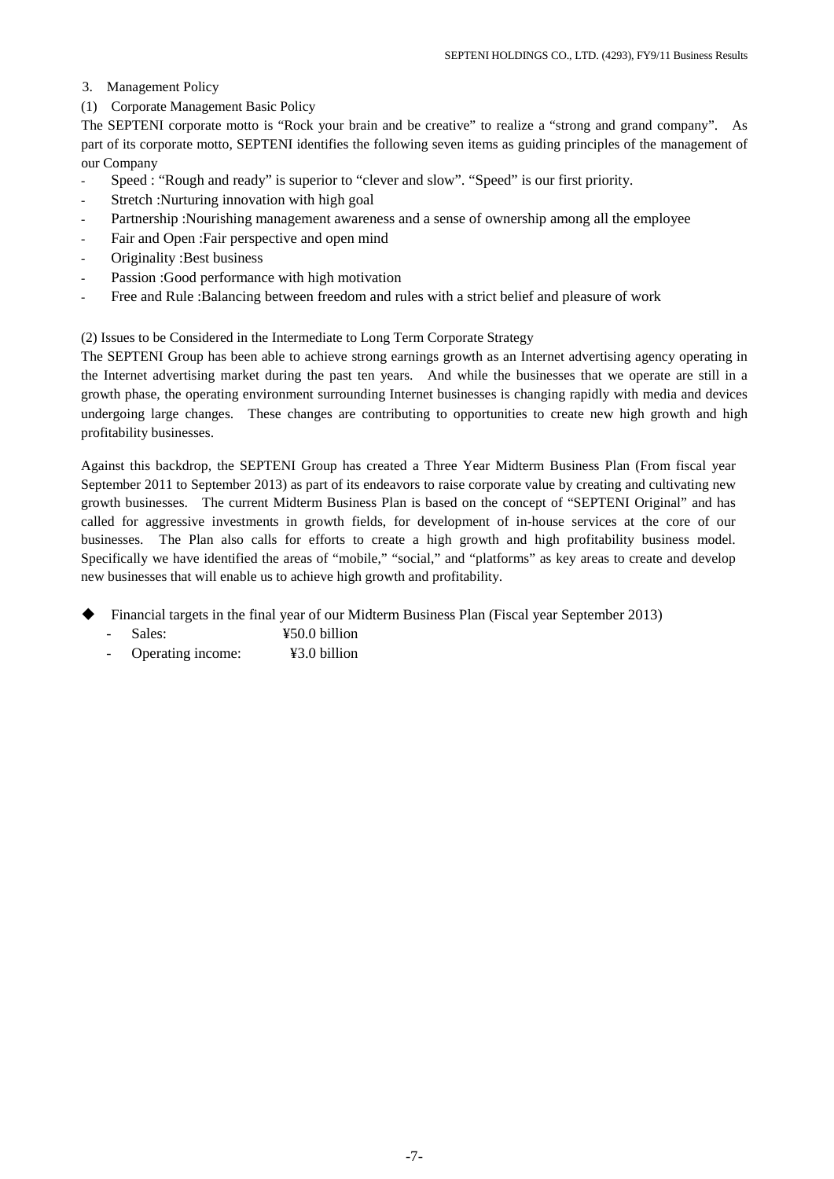## 3. Management Policy

### (1) Corporate Management Basic Policy

The SEPTENI corporate motto is "Rock your brain and be creative" to realize a "strong and grand company". As part of its corporate motto, SEPTENI identifies the following seven items as guiding principles of the management of our Company

- Speed : "Rough and ready" is superior to "clever and slow". "Speed" is our first priority.
- Stretch :Nurturing innovation with high goal
- Partnership :Nourishing management awareness and a sense of ownership among all the employee
- Fair and Open :Fair perspective and open mind
- Originality :Best business
- Passion :Good performance with high motivation
- Free and Rule :Balancing between freedom and rules with a strict belief and pleasure of work

### (2) Issues to be Considered in the Intermediate to Long Term Corporate Strategy

The SEPTENI Group has been able to achieve strong earnings growth as an Internet advertising agency operating in the Internet advertising market during the past ten years. And while the businesses that we operate are still in a growth phase, the operating environment surrounding Internet businesses is changing rapidly with media and devices undergoing large changes. These changes are contributing to opportunities to create new high growth and high profitability businesses.

Against this backdrop, the SEPTENI Group has created a Three Year Midterm Business Plan (From fiscal year September 2011 to September 2013) as part of its endeavors to raise corporate value by creating and cultivating new growth businesses. The current Midterm Business Plan is based on the concept of "SEPTENI Original" and has called for aggressive investments in growth fields, for development of in-house services at the core of our businesses. The Plan also calls for efforts to create a high growth and high profitability business model. Specifically we have identified the areas of "mobile," "social," and "platforms" as key areas to create and develop new businesses that will enable us to achieve high growth and profitability.

◆ Financial targets in the final year of our Midterm Business Plan (Fiscal year September 2013)
- Sales: ¥50.0 billion
- Operating income: ¥3.0 billion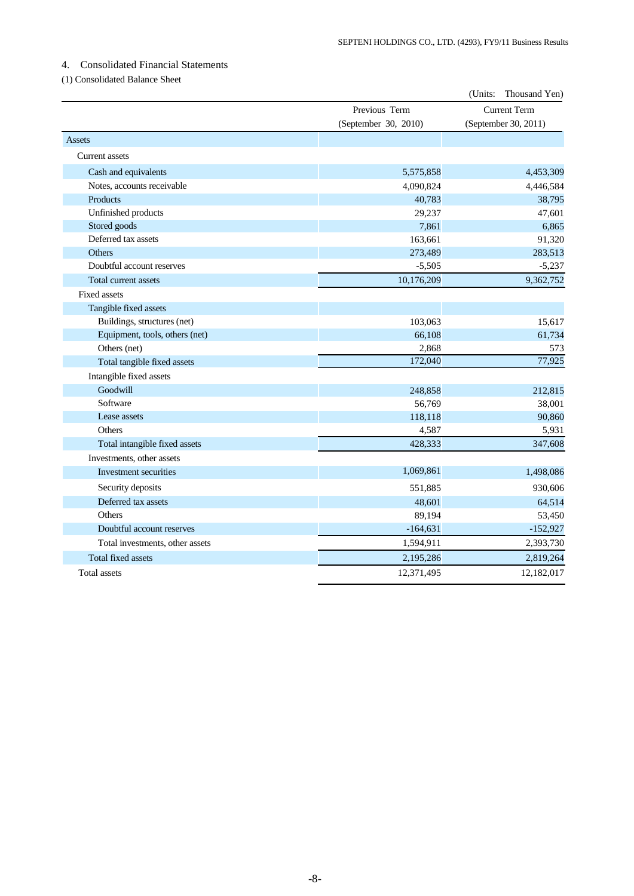## 4. Consolidated Financial Statements

### (1) Consolidated Balance Sheet

(Units: Thousand Yen)

| | Previous Term (September 30, 2010) | Current Term (September 30, 2011) |
|---|---|---|
| Assets | | |
| Current assets | | |
| Cash and equivalents | 5,575,858 | 4,453,309 |
| Notes, accounts receivable | 4,090,824 | 4,446,584 |
| Products | 40,783 | 38,795 |
| Unfinished products | 29,237 | 47,601 |
| Stored goods | 7,861 | 6,865 |
| Deferred tax assets | 163,661 | 91,320 |
| Others | 273,489 | 283,513 |
| Doubtful account reserves | -5,505 | -5,237 |
| Total current assets | 10,176,209 | 9,362,752 |
| Fixed assets | | |
| Tangible fixed assets | | |
| Buildings, structures (net) | 103,063 | 15,617 |
| Equipment, tools, others (net) | 66,108 | 61,734 |
| Others (net) | 2,868 | 573 |
| Total tangible fixed assets | 172,040 | 77,925 |
| Intangible fixed assets | | |
| Goodwill | 248,858 | 212,815 |
| Software | 56,769 | 38,001 |
| Lease assets | 118,118 | 90,860 |
| Others | 4,587 | 5,931 |
| Total intangible fixed assets | 428,333 | 347,608 |
| Investments, other assets | | |
| Investment securities | 1,069,861 | 1,498,086 |
| Security deposits | 551,885 | 930,606 |
| Deferred tax assets | 48,601 | 64,514 |
| Others | 89,194 | 53,450 |
| Doubtful account reserves | -164,631 | -152,927 |
| Total investments, other assets | 1,594,911 | 2,393,730 |
| Total fixed assets | 2,195,286 | 2,819,264 |
| Total assets | 12,371,495 | 12,182,017 |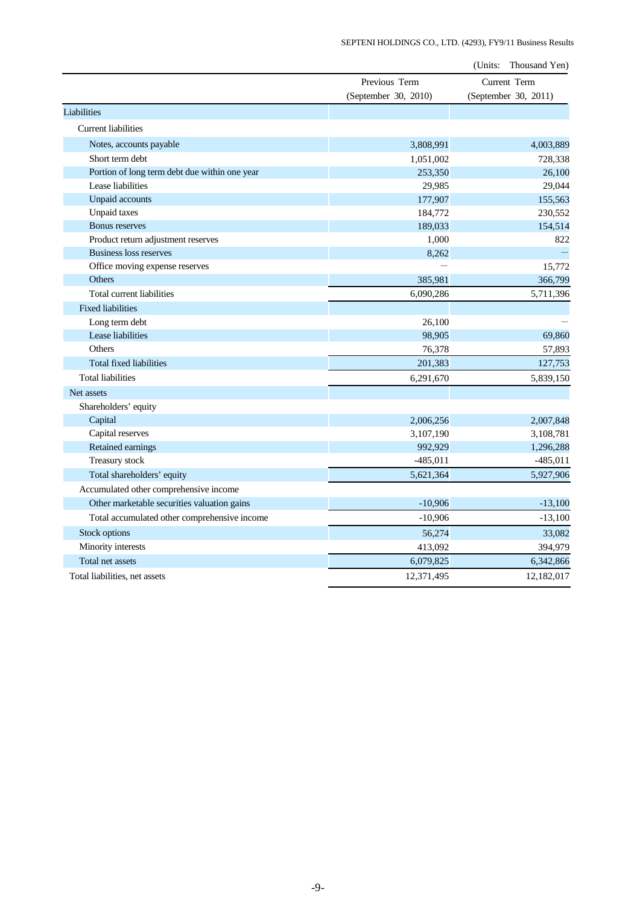(Units: Thousand Yen)

| | Previous Term (September 30, 2010) | Current Term (September 30, 2011) |
|---|---|---|
| Liabilities | | |
| Current liabilities | | |
| Notes, accounts payable | 3,808,991 | 4,003,889 |
| Short term debt | 1,051,002 | 728,338 |
| Portion of long term debt due within one year | 253,350 | 26,100 |
| Lease liabilities | 29,985 | 29,044 |
| Unpaid accounts | 177,907 | 155,563 |
| Unpaid taxes | 184,772 | 230,552 |
| Bonus reserves | 189,033 | 154,514 |
| Product return adjustment reserves | 1,000 | 822 |
| Business loss reserves | 8,262 | — |
| Office moving expense reserves | — | 15,772 |
| Others | 385,981 | 366,799 |
| Total current liabilities | 6,090,286 | 5,711,396 |
| Fixed liabilities | | |
| Long term debt | 26,100 | — |
| Lease liabilities | 98,905 | 69,860 |
| Others | 76,378 | 57,893 |
| Total fixed liabilities | 201,383 | 127,753 |
| Total liabilities | 6,291,670 | 5,839,150 |
| Net assets | | |
| Shareholders' equity | | |
| Capital | 2,006,256 | 2,007,848 |
| Capital reserves | 3,107,190 | 3,108,781 |
| Retained earnings | 992,929 | 1,296,288 |
| Treasury stock | -485,011 | -485,011 |
| Total shareholders' equity | 5,621,364 | 5,927,906 |
| Accumulated other comprehensive income | | |
| Other marketable securities valuation gains | -10,906 | -13,100 |
| Total accumulated other comprehensive income | -10,906 | -13,100 |
| Stock options | 56,274 | 33,082 |
| Minority interests | 413,092 | 394,979 |
| Total net assets | 6,079,825 | 6,342,866 |
| Total liabilities, net assets | 12,371,495 | 12,182,017 |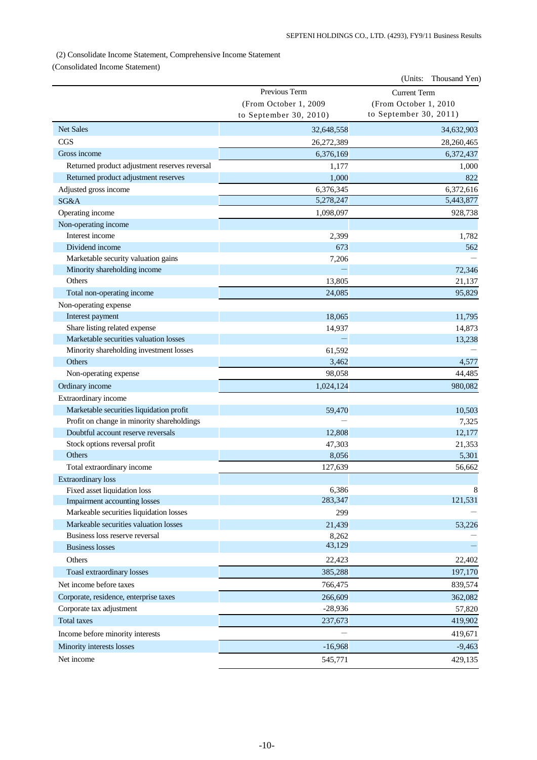(2) Consolidate Income Statement, Comprehensive Income Statement

(Consolidated Income Statement)

(Units: Thousand Yen)

| | Previous Term (From October 1, 2009 to September 30, 2010) | Current Term (From October 1, 2010 to September 30, 2011) |
|---|---|---|
| Net Sales | 32,648,558 | 34,632,903 |
| CGS | 26,272,389 | 28,260,465 |
| Gross income | 6,376,169 | 6,372,437 |
| Returned product adjustment reserves reversal | 1,177 | 1,000 |
| Returned product adjustment reserves | 1,000 | 822 |
| Adjusted gross income | 6,376,345 | 6,372,616 |
| SG&A | 5,278,247 | 5,443,877 |
| Operating income | 1,098,097 | 928,738 |
| Non-operating income | | |
| Interest income | 2,399 | 1,782 |
| Dividend income | 673 | 562 |
| Marketable security valuation gains | 7,206 | — |
| Minority shareholding income | — | 72,346 |
| Others | 13,805 | 21,137 |
| Total non-operating income | 24,085 | 95,829 |
| Non-operating expense | | |
| Interest payment | 18,065 | 11,795 |
| Share listing related expense | 14,937 | 14,873 |
| Marketable securities valuation losses | — | 13,238 |
| Minority shareholding investment losses | 61,592 | — |
| Others | 3,462 | 4,577 |
| Non-operating expense | 98,058 | 44,485 |
| Ordinary income | 1,024,124 | 980,082 |
| Extraordinary income | | |
| Marketable securities liquidation profit | 59,470 | 10,503 |
| Profit on change in minority shareholdings | — | 7,325 |
| Doubtful account reserve reversals | 12,808 | 12,177 |
| Stock options reversal profit | 47,303 | 21,353 |
| Others | 8,056 | 5,301 |
| Total extraordinary income | 127,639 | 56,662 |
| Extraordinary loss | | |
| Fixed asset liquidation loss | 6,386 | 8 |
| Impairment accounting losses | 283,347 | 121,531 |
| Markeable securities liquidation losses | 299 | — |
| Markeable securities valuation losses | 21,439 | 53,226 |
| Business loss reserve reversal | 8,262 | — |
| Business losses | 43,129 | — |
| Others | 22,423 | 22,402 |
| Toasl extraordinary losses | 385,288 | 197,170 |
| Net income before taxes | 766,475 | 839,574 |
| Corporate, residence, enterprise taxes | 266,609 | 362,082 |
| Corporate tax adjustment | -28,936 | 57,820 |
| Total taxes | 237,673 | 419,902 |
| Income before minority interests | — | 419,671 |
| Minority interests losses | -16,968 | -9,463 |
| Net income | 545,771 | 429,135 |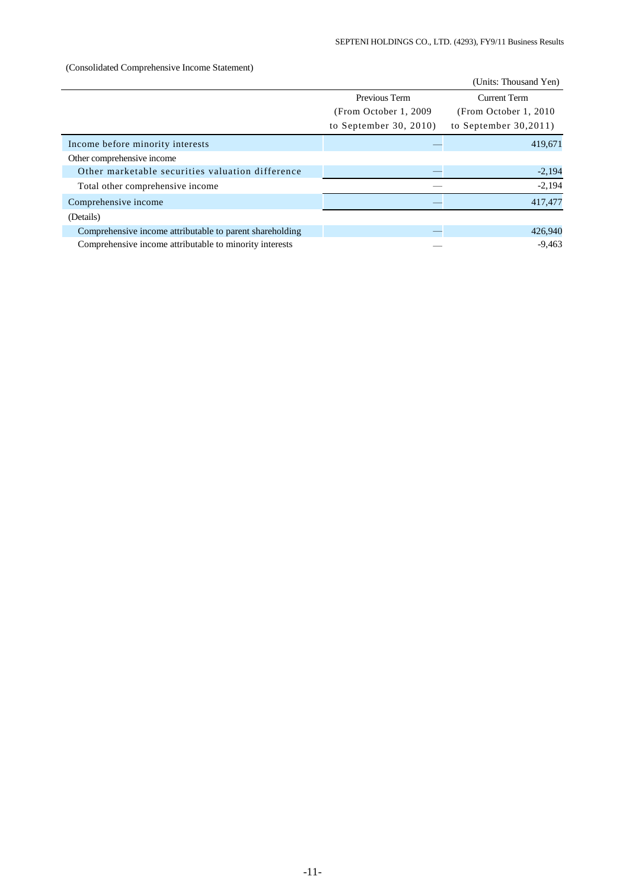(Consolidated Comprehensive Income Statement)

(Units: Thousand Yen)

| | Previous Term (From October 1, 2009 to September 30, 2010) | Current Term (From October 1, 2010 to September 30,2011) |
|---|---|---|
| Income before minority interests | — | 419,671 |
| Other comprehensive income | | |
| Other marketable securities valuation difference | — | -2,194 |
| Total other comprehensive income | — | -2,194 |
| Comprehensive income | — | 417,477 |
| (Details) | | |
| Comprehensive income attributable to parent shareholding | — | 426,940 |
| Comprehensive income attributable to minority interests | — | -9,463 |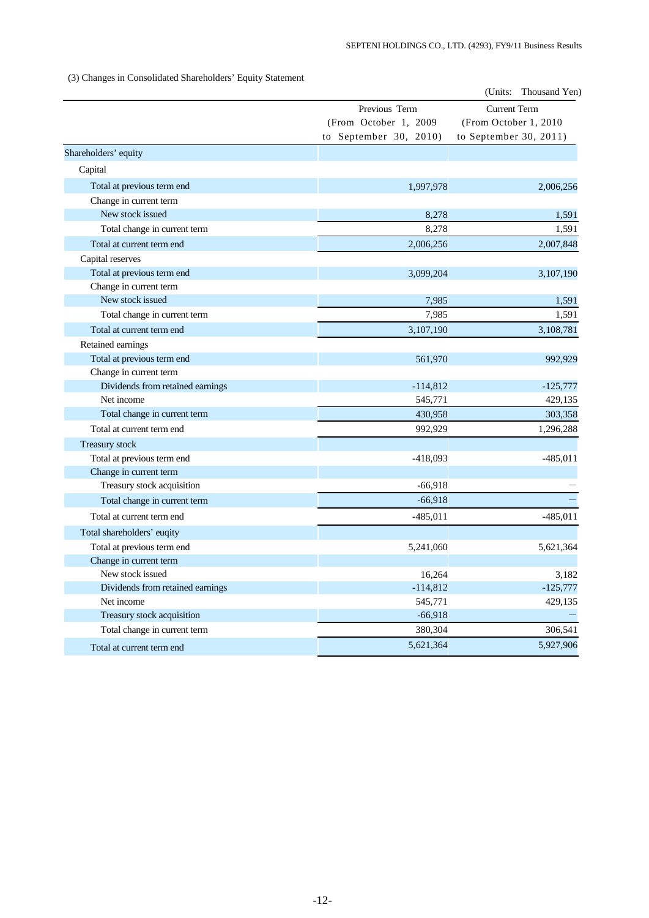(3) Changes in Consolidated Shareholders' Equity Statement

(Units: Thousand Yen)

| | Previous Term (From October 1, 2009 to September 30, 2010) | Current Term (From October 1, 2010 to September 30, 2011) |
|---|---|---|
| Shareholders' equity | | |
| Capital | | |
| Total at previous term end | 1,997,978 | 2,006,256 |
| Change in current term | | |
| New stock issued | 8,278 | 1,591 |
| Total change in current term | 8,278 | 1,591 |
| Total at current term end | 2,006,256 | 2,007,848 |
| Capital reserves | | |
| Total at previous term end | 3,099,204 | 3,107,190 |
| Change in current term | | |
| New stock issued | 7,985 | 1,591 |
| Total change in current term | 7,985 | 1,591 |
| Total at current term end | 3,107,190 | 3,108,781 |
| Retained earnings | | |
| Total at previous term end | 561,970 | 992,929 |
| Change in current term | | |
| Dividends from retained earnings | -114,812 | -125,777 |
| Net income | 545,771 | 429,135 |
| Total change in current term | 430,958 | 303,358 |
| Total at current term end | 992,929 | 1,296,288 |
| Treasury stock | | |
| Total at previous term end | -418,093 | -485,011 |
| Change in current term | | |
| Treasury stock acquisition | -66,918 | — |
| Total change in current term | -66,918 | — |
| Total at current term end | -485,011 | -485,011 |
| Total shareholders' euqity | | |
| Total at previous term end | 5,241,060 | 5,621,364 |
| Change in current term | | |
| New stock issued | 16,264 | 3,182 |
| Dividends from retained earnings | -114,812 | -125,777 |
| Net income | 545,771 | 429,135 |
| Treasury stock acquisition | -66,918 | — |
| Total change in current term | 380,304 | 306,541 |
| Total at current term end | 5,621,364 | 5,927,906 |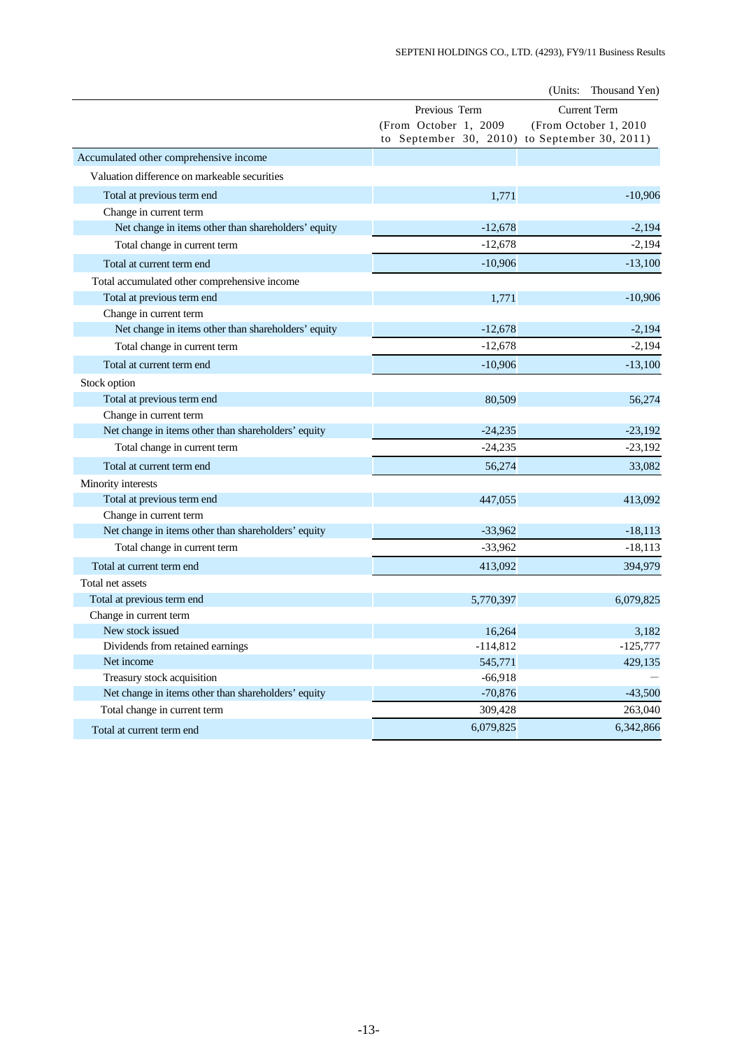(Units: Thousand Yen)

| | Previous Term (From October 1, 2009 to September 30, 2010) | Current Term (From October 1, 2010 to September 30, 2011) |
|---|---|---|
| Accumulated other comprehensive income | | |
| Valuation difference on markeable securities | | |
| Total at previous term end | 1,771 | -10,906 |
| Change in current term | | |
| Net change in items other than shareholders' equity | -12,678 | -2,194 |
| Total change in current term | -12,678 | -2,194 |
| Total at current term end | -10,906 | -13,100 |
| Total accumulated other comprehensive income | | |
| Total at previous term end | 1,771 | -10,906 |
| Change in current term | | |
| Net change in items other than shareholders' equity | -12,678 | -2,194 |
| Total change in current term | -12,678 | -2,194 |
| Total at current term end | -10,906 | -13,100 |
| Stock option | | |
| Total at previous term end | 80,509 | 56,274 |
| Change in current term | | |
| Net change in items other than shareholders' equity | -24,235 | -23,192 |
| Total change in current term | -24,235 | -23,192 |
| Total at current term end | 56,274 | 33,082 |
| Minority interests | | |
| Total at previous term end | 447,055 | 413,092 |
| Change in current term | | |
| Net change in items other than shareholders' equity | -33,962 | -18,113 |
| Total change in current term | -33,962 | -18,113 |
| Total at current term end | 413,092 | 394,979 |
| Total net assets | | |
| Total at previous term end | 5,770,397 | 6,079,825 |
| Change in current term | | |
| New stock issued | 16,264 | 3,182 |
| Dividends from retained earnings | -114,812 | -125,777 |
| Net income | 545,771 | 429,135 |
| Treasury stock acquisition | -66,918 | — |
| Net change in items other than shareholders' equity | -70,876 | -43,500 |
| Total change in current term | 309,428 | 263,040 |
| Total at current term end | 6,079,825 | 6,342,866 |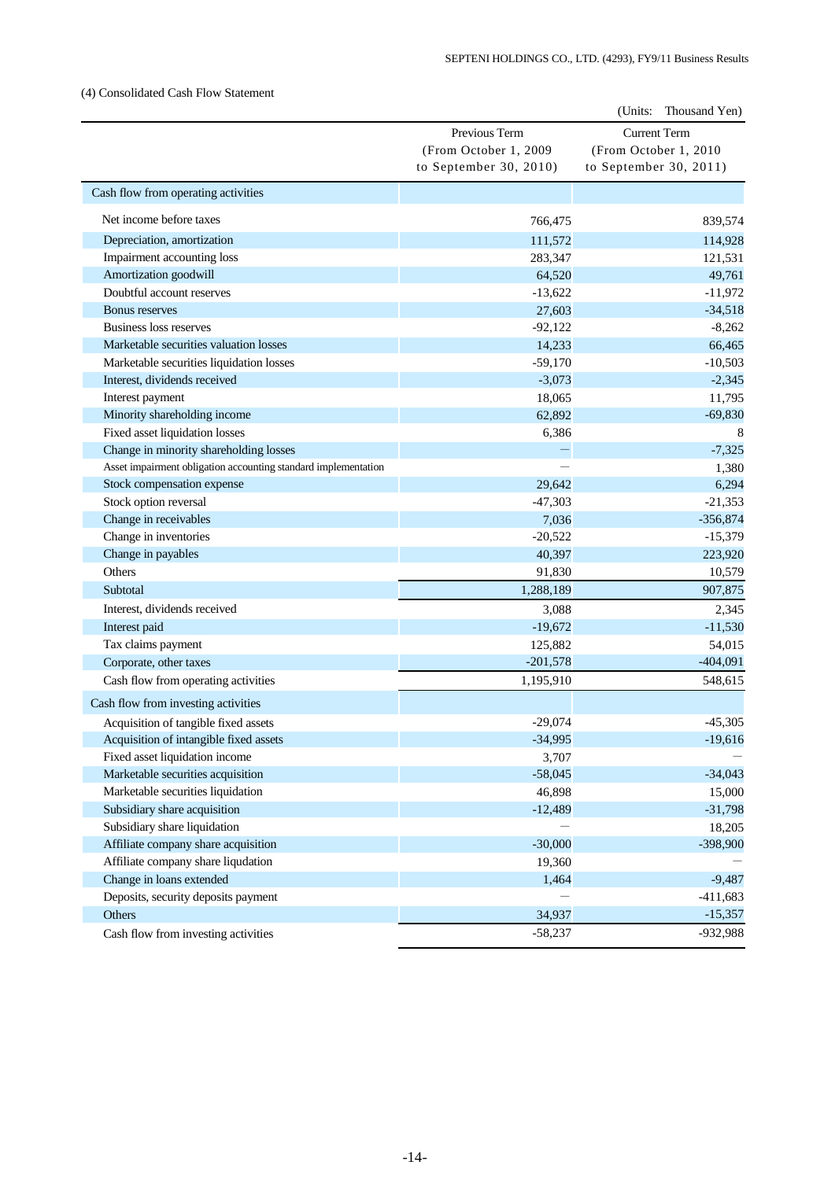(4) Consolidated Cash Flow Statement

(Units: Thousand Yen)

| | Previous Term (From October 1, 2009 to September 30, 2010) | Current Term (From October 1, 2010 to September 30, 2011) |
|---|---|---|
| Cash flow from operating activities | | |
| Net income before taxes | 766,475 | 839,574 |
| Depreciation, amortization | 111,572 | 114,928 |
| Impairment accounting loss | 283,347 | 121,531 |
| Amortization goodwill | 64,520 | 49,761 |
| Doubtful account reserves | -13,622 | -11,972 |
| Bonus reserves | 27,603 | -34,518 |
| Business loss reserves | -92,122 | -8,262 |
| Marketable securities valuation losses | 14,233 | 66,465 |
| Marketable securities liquidation losses | -59,170 | -10,503 |
| Interest, dividends received | -3,073 | -2,345 |
| Interest payment | 18,065 | 11,795 |
| Minority shareholding income | 62,892 | -69,830 |
| Fixed asset liquidation losses | 6,386 | 8 |
| Change in minority shareholding losses | — | -7,325 |
| Asset impairment obligation accounting standard implementation | — | 1,380 |
| Stock compensation expense | 29,642 | 6,294 |
| Stock option reversal | -47,303 | -21,353 |
| Change in receivables | 7,036 | -356,874 |
| Change in inventories | -20,522 | -15,379 |
| Change in payables | 40,397 | 223,920 |
| Others | 91,830 | 10,579 |
| Subtotal | 1,288,189 | 907,875 |
| Interest, dividends received | 3,088 | 2,345 |
| Interest paid | -19,672 | -11,530 |
| Tax claims payment | 125,882 | 54,015 |
| Corporate, other taxes | -201,578 | -404,091 |
| Cash flow from operating activities | 1,195,910 | 548,615 |
| Cash flow from investing activities | | |
| Acquisition of tangible fixed assets | -29,074 | -45,305 |
| Acquisition of intangible fixed assets | -34,995 | -19,616 |
| Fixed asset liquidation income | 3,707 | — |
| Marketable securities acquisition | -58,045 | -34,043 |
| Marketable securities liquidation | 46,898 | 15,000 |
| Subsidiary share acquisition | -12,489 | -31,798 |
| Subsidiary share liquidation | — | 18,205 |
| Affiliate company share acquisition | -30,000 | -398,900 |
| Affiliate company share liqudation | 19,360 | — |
| Change in loans extended | 1,464 | -9,487 |
| Deposits, security deposits payment | — | -411,683 |
| Others | 34,937 | -15,357 |
| Cash flow from investing activities | -58,237 | -932,988 |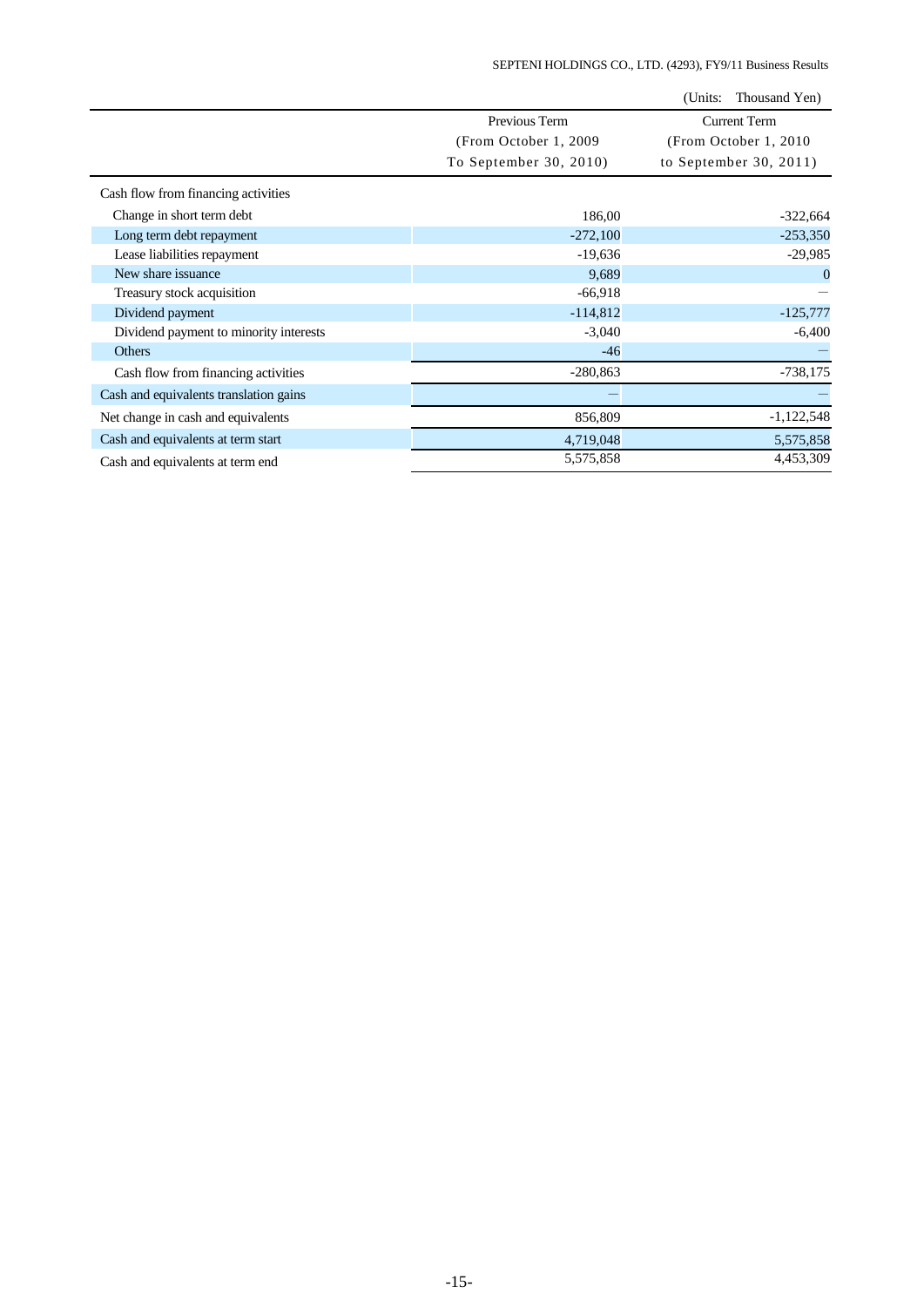(Units: Thousand Yen)

| | Previous Term (From October 1, 2009 To September 30, 2010) | Current Term (From October 1, 2010 to September 30, 2011) |
|---|---|---|
| Cash flow from financing activities | | |
| Change in short term debt | 186,00 | -322,664 |
| Long term debt repayment | -272,100 | -253,350 |
| Lease liabilities repayment | -19,636 | -29,985 |
| New share issuance | 9,689 | 0 |
| Treasury stock acquisition | -66,918 | — |
| Dividend payment | -114,812 | -125,777 |
| Dividend payment to minority interests | -3,040 | -6,400 |
| Others | -46 | — |
| Cash flow from financing activities | -280,863 | -738,175 |
| Cash and equivalents translation gains | — | — |
| Net change in cash and equivalents | 856,809 | -1,122,548 |
| Cash and equivalents at term start | 4,719,048 | 5,575,858 |
| Cash and equivalents at term end | 5,575,858 | 4,453,309 |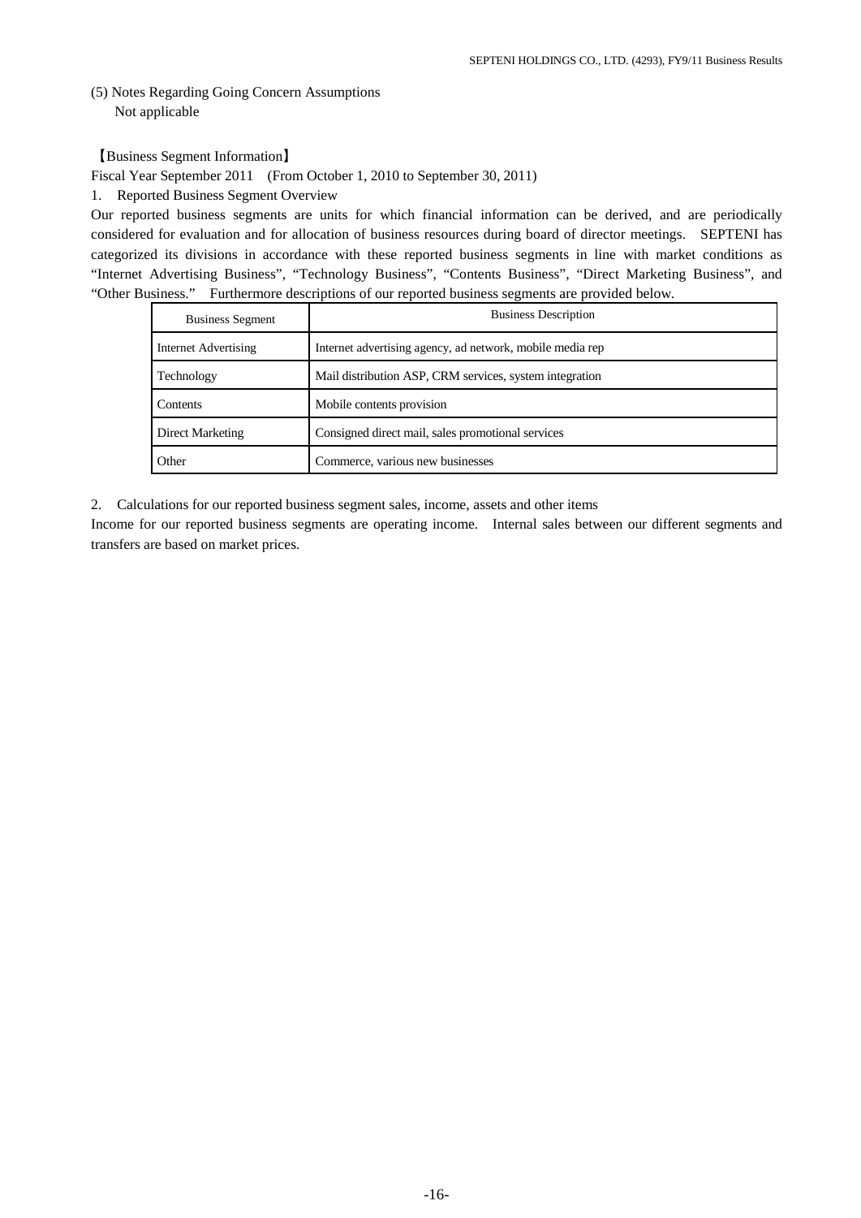(5) Notes Regarding Going Concern Assumptions

Not applicable

【Business Segment Information】

Fiscal Year September 2011 (From October 1, 2010 to September 30, 2011)

1. Reported Business Segment Overview

Our reported business segments are units for which financial information can be derived, and are periodically considered for evaluation and for allocation of business resources during board of director meetings. SEPTENI has categorized its divisions in accordance with these reported business segments in line with market conditions as "Internet Advertising Business", "Technology Business", "Contents Business", "Direct Marketing Business", and "Other Business." Furthermore descriptions of our reported business segments are provided below.

| Business Segment | Business Description |
|---|---|
| Internet Advertising | Internet advertising agency, ad network, mobile media rep |
| Technology | Mail distribution ASP, CRM services, system integration |
| Contents | Mobile contents provision |
| Direct Marketing | Consigned direct mail, sales promotional services |
| Other | Commerce, various new businesses |

2. Calculations for our reported business segment sales, income, assets and other items

Income for our reported business segments are operating income. Internal sales between our different segments and transfers are based on market prices.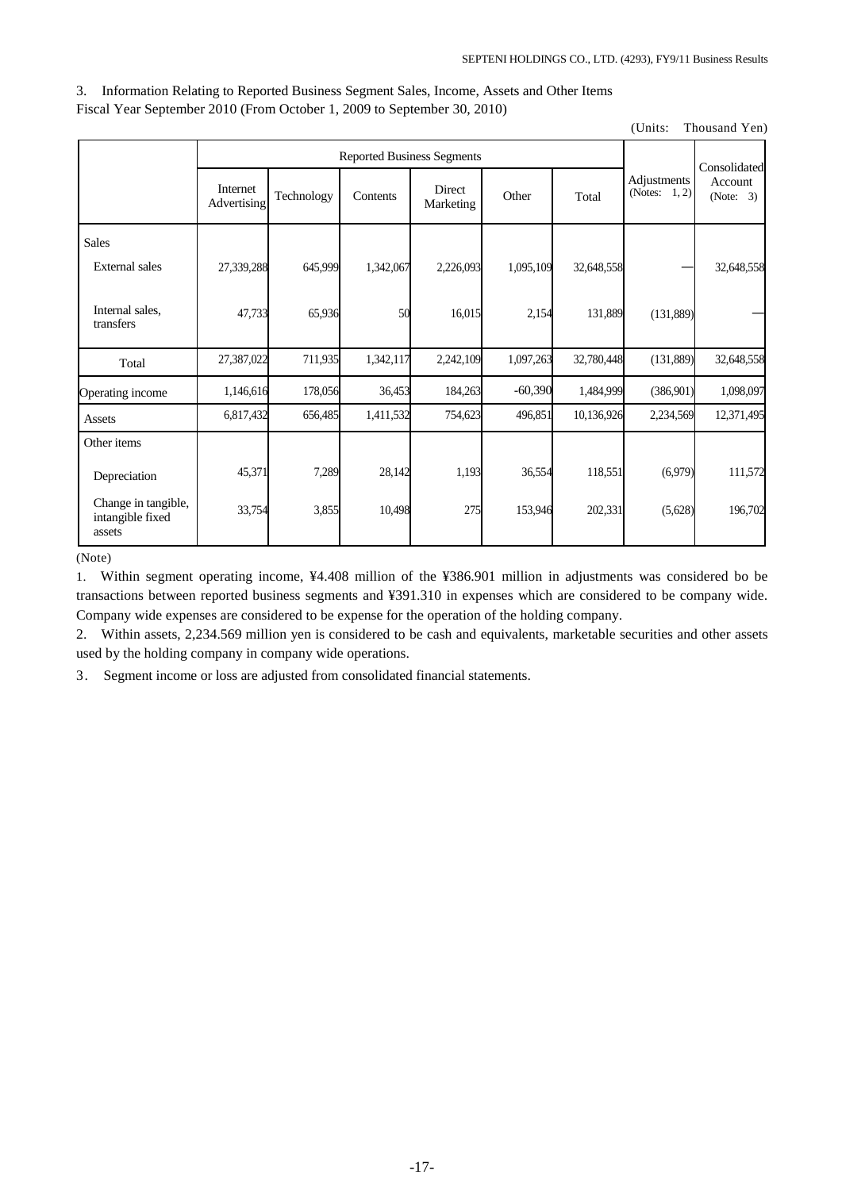3. Information Relating to Reported Business Segment Sales, Income, Assets and Other Items

Fiscal Year September 2010 (From October 1, 2009 to September 30, 2010)

(Units: Thousand Yen)

| | Reported Business Segments | | | | | | Adjustments (Notes: 1, 2) | Consolidated Account (Note: 3) |
|---|---|---|---|---|---|---|---|---|
| | Internet Advertising | Technology | Contents | Direct Marketing | Other | Total | | |
| Sales | | | | | | | | |
| External sales | 27,339,288 | 645,999 | 1,342,067 | 2,226,093 | 1,095,109 | 32,648,558 | — | 32,648,558 |
| Internal sales, transfers | 47,733 | 65,936 | 50 | 16,015 | 2,154 | 131,889 | (131,889) | — |
| Total | 27,387,022 | 711,935 | 1,342,117 | 2,242,109 | 1,097,263 | 32,780,448 | (131,889) | 32,648,558 |
| Operating income | 1,146,616 | 178,056 | 36,453 | 184,263 | -60,390 | 1,484,999 | (386,901) | 1,098,097 |
| Assets | 6,817,432 | 656,485 | 1,411,532 | 754,623 | 496,851 | 10,136,926 | 2,234,569 | 12,371,495 |
| Other items | | | | | | | | |
| Depreciation | 45,371 | 7,289 | 28,142 | 1,193 | 36,554 | 118,551 | (6,979) | 111,572 |
| Change in tangible, intangible fixed assets | 33,754 | 3,855 | 10,498 | 275 | 153,946 | 202,331 | (5,628) | 196,702 |

(Note)

1. Within segment operating income, ¥4.408 million of the ¥386.901 million in adjustments was considered bo be transactions between reported business segments and ¥391.310 in expenses which are considered to be company wide. Company wide expenses are considered to be expense for the operation of the holding company.

2. Within assets, 2,234.569 million yen is considered to be cash and equivalents, marketable securities and other assets used by the holding company in company wide operations.

3. Segment income or loss are adjusted from consolidated financial statements.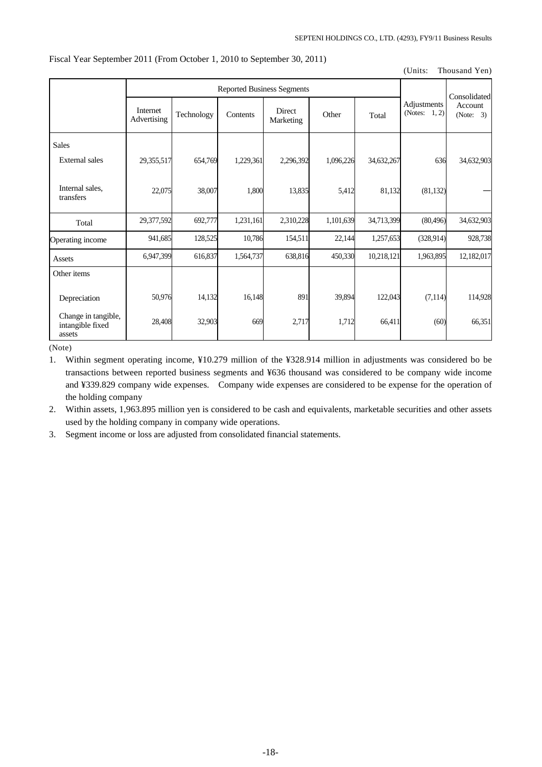Fiscal Year September 2011 (From October 1, 2010 to September 30, 2011)

(Units: Thousand Yen)

| | Reported Business Segments | | | | | | Adjustments (Notes: 1, 2) | Consolidated Account (Note: 3) |
|---|---|---|---|---|---|---|---|---|
| | Internet Advertising | Technology | Contents | Direct Marketing | Other | Total | | |
| Sales | | | | | | | | |
| External sales | 29,355,517 | 654,769 | 1,229,361 | 2,296,392 | 1,096,226 | 34,632,267 | 636 | 34,632,903 |
| Internal sales, transfers | 22,075 | 38,007 | 1,800 | 13,835 | 5,412 | 81,132 | (81,132) | — |
| Total | 29,377,592 | 692,777 | 1,231,161 | 2,310,228 | 1,101,639 | 34,713,399 | (80,496) | 34,632,903 |
| Operating income | 941,685 | 128,525 | 10,786 | 154,511 | 22,144 | 1,257,653 | (328,914) | 928,738 |
| Assets | 6,947,399 | 616,837 | 1,564,737 | 638,816 | 450,330 | 10,218,121 | 1,963,895 | 12,182,017 |
| Other items | | | | | | | | |
| Depreciation | 50,976 | 14,132 | 16,148 | 891 | 39,894 | 122,043 | (7,114) | 114,928 |
| Change in tangible, intangible fixed assets | 28,408 | 32,903 | 669 | 2,717 | 1,712 | 66,411 | (60) | 66,351 |

(Note)

1. Within segment operating income, ¥10.279 million of the ¥328.914 million in adjustments was considered bo be transactions between reported business segments and ¥636 thousand was considered to be company wide income and ¥339.829 company wide expenses. Company wide expenses are considered to be expense for the operation of the holding company
2. Within assets, 1,963.895 million yen is considered to be cash and equivalents, marketable securities and other assets used by the holding company in company wide operations.
3. Segment income or loss are adjusted from consolidated financial statements.